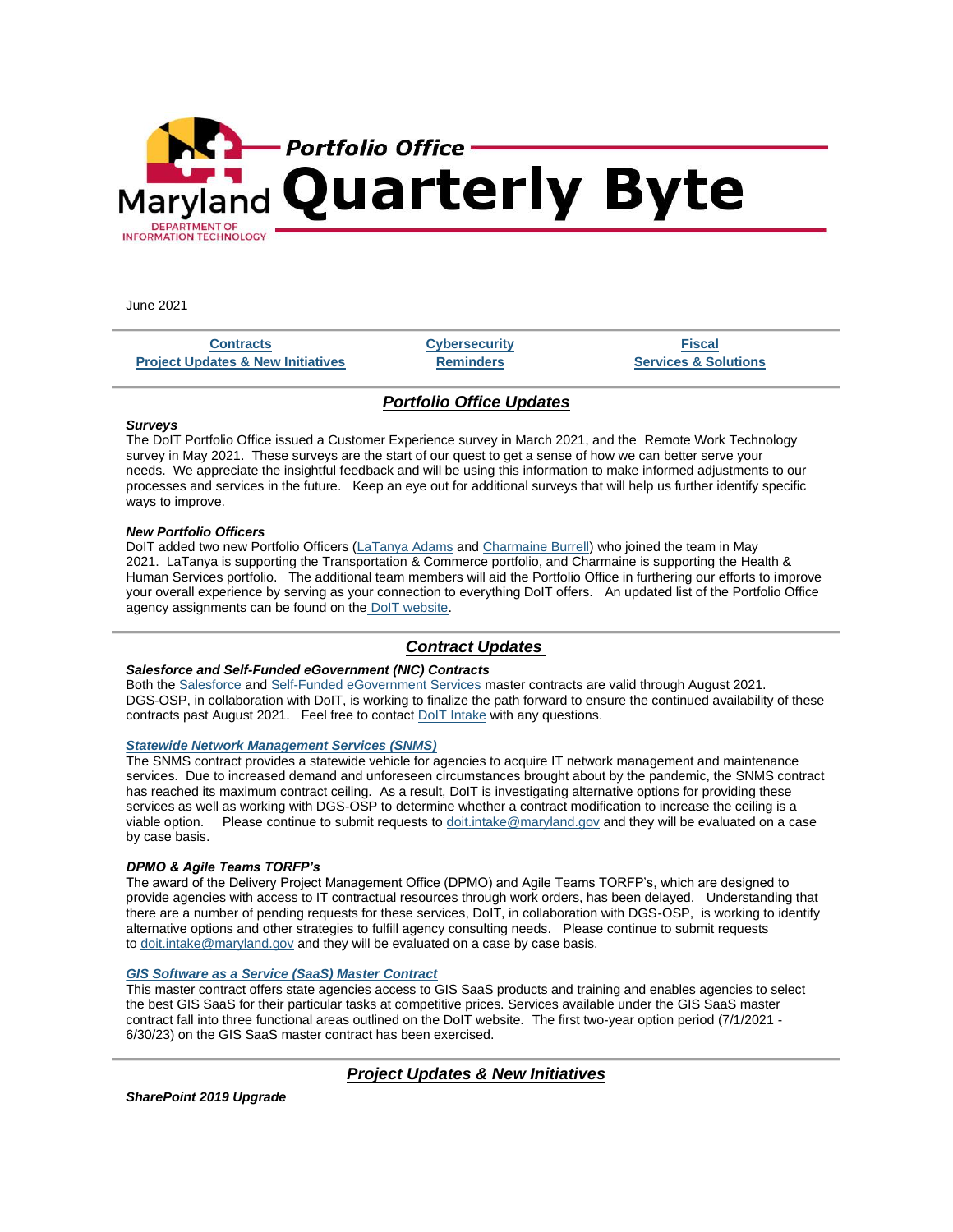# Portfolio Office Quarterly Byte

Maryland DEPARTMENT OF INFORMATION TECHNOLOGY

June 2021

| Contracts | Cybersecurity | Fiscal |
|---|---|---|
| Project Updates & New Initiatives | Reminders | Services & Solutions |

## *Portfolio Office Updates*

***Surveys***

The DoIT Portfolio Office issued a Customer Experience survey in March 2021, and the Remote Work Technology survey in May 2021. These surveys are the start of our quest to get a sense of how we can better serve your needs. We appreciate the insightful feedback and will be using this information to make informed adjustments to our processes and services in the future. Keep an eye out for additional surveys that will help us further identify specific ways to improve.

***New Portfolio Officers***

DoIT added two new Portfolio Officers (LaTanya Adams and Charmaine Burrell) who joined the team in May 2021. LaTanya is supporting the Transportation & Commerce portfolio, and Charmaine is supporting the Health & Human Services portfolio. The additional team members will aid the Portfolio Office in furthering our efforts to improve your overall experience by serving as your connection to everything DoIT offers. An updated list of the Portfolio Office agency assignments can be found on the DoIT website.

## *Contract Updates*

***Salesforce and Self-Funded eGovernment (NIC) Contracts***

Both the Salesforce and Self-Funded eGovernment Services master contracts are valid through August 2021. DGS-OSP, in collaboration with DoIT, is working to finalize the path forward to ensure the continued availability of these contracts past August 2021. Feel free to contact DoIT Intake with any questions.

***Statewide Network Management Services (SNMS)***

The SNMS contract provides a statewide vehicle for agencies to acquire IT network management and maintenance services. Due to increased demand and unforeseen circumstances brought about by the pandemic, the SNMS contract has reached its maximum contract ceiling. As a result, DoIT is investigating alternative options for providing these services as well as working with DGS-OSP to determine whether a contract modification to increase the ceiling is a viable option. Please continue to submit requests to doit.intake@maryland.gov and they will be evaluated on a case by case basis.

***DPMO & Agile Teams TORFP's***

The award of the Delivery Project Management Office (DPMO) and Agile Teams TORFP's, which are designed to provide agencies with access to IT contractual resources through work orders, has been delayed. Understanding that there are a number of pending requests for these services, DoIT, in collaboration with DGS-OSP, is working to identify alternative options and other strategies to fulfill agency consulting needs. Please continue to submit requests to doit.intake@maryland.gov and they will be evaluated on a case by case basis.

***GIS Software as a Service (SaaS) Master Contract***

This master contract offers state agencies access to GIS SaaS products and training and enables agencies to select the best GIS SaaS for their particular tasks at competitive prices. Services available under the GIS SaaS master contract fall into three functional areas outlined on the DoIT website. The first two-year option period (7/1/2021 - 6/30/23) on the GIS SaaS master contract has been exercised.

## *Project Updates & New Initiatives*

***SharePoint 2019 Upgrade***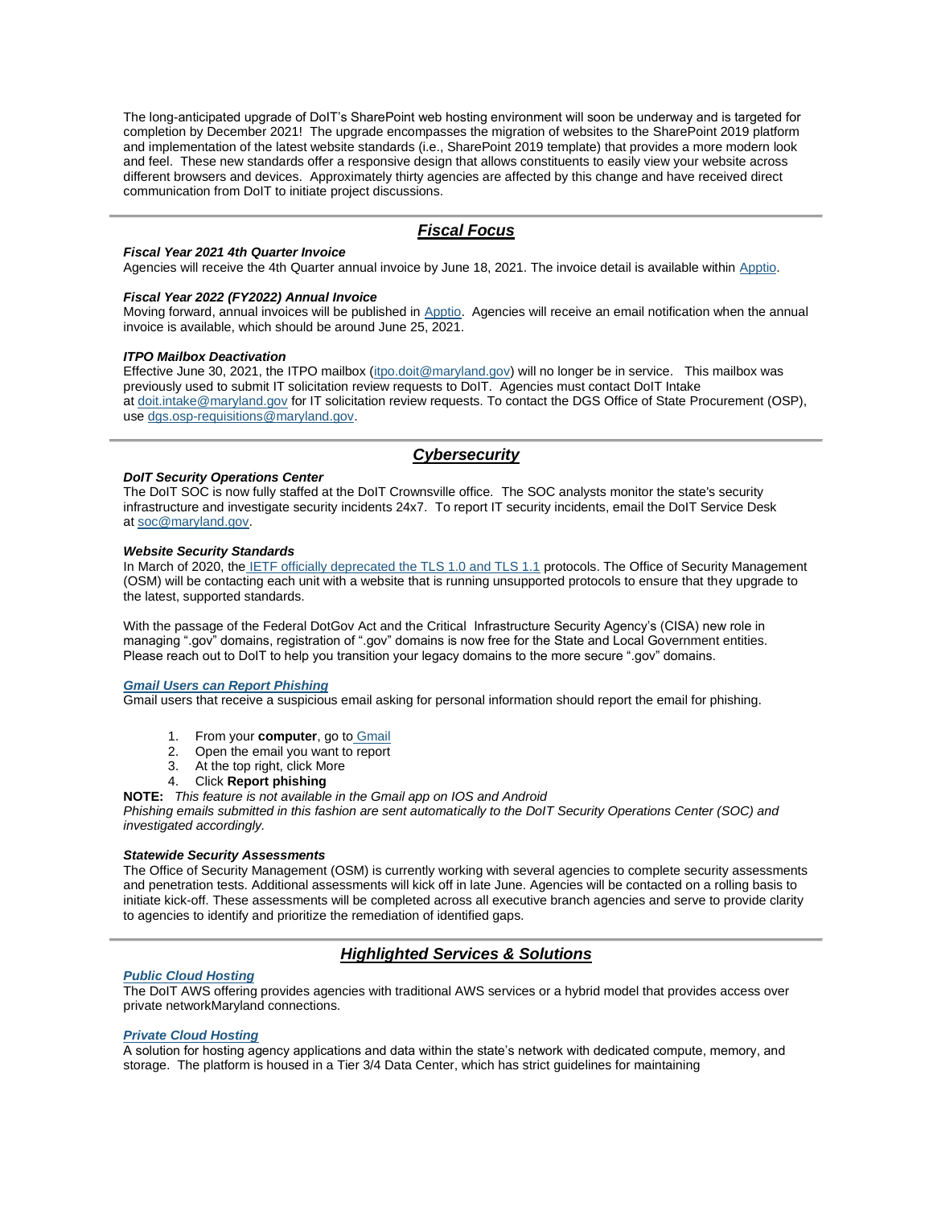The long-anticipated upgrade of DoIT's SharePoint web hosting environment will soon be underway and is targeted for completion by December 2021! The upgrade encompasses the migration of websites to the SharePoint 2019 platform and implementation of the latest website standards (i.e., SharePoint 2019 template) that provides a more modern look and feel. These new standards offer a responsive design that allows constituents to easily view your website across different browsers and devices. Approximately thirty agencies are affected by this change and have received direct communication from DoIT to initiate project discussions.

---

## ***Fiscal Focus***

***Fiscal Year 2021 4th Quarter Invoice***
Agencies will receive the 4th Quarter annual invoice by June 18, 2021. The invoice detail is available within Apptio.

***Fiscal Year 2022 (FY2022) Annual Invoice***
Moving forward, annual invoices will be published in Apptio. Agencies will receive an email notification when the annual invoice is available, which should be around June 25, 2021.

***ITPO Mailbox Deactivation***
Effective June 30, 2021, the ITPO mailbox (itpo.doit@maryland.gov) will no longer be in service. This mailbox was previously used to submit IT solicitation review requests to DoIT. Agencies must contact DoIT Intake at doit.intake@maryland.gov for IT solicitation review requests. To contact the DGS Office of State Procurement (OSP), use dgs.osp-requisitions@maryland.gov.

---

## ***Cybersecurity***

***DoIT Security Operations Center***
The DoIT SOC is now fully staffed at the DoIT Crownsville office. The SOC analysts monitor the state's security infrastructure and investigate security incidents 24x7. To report IT security incidents, email the DoIT Service Desk at soc@maryland.gov.

***Website Security Standards***
In March of 2020, the IETF officially deprecated the TLS 1.0 and TLS 1.1 protocols. The Office of Security Management (OSM) will be contacting each unit with a website that is running unsupported protocols to ensure that they upgrade to the latest, supported standards.

With the passage of the Federal DotGov Act and the Critical Infrastructure Security Agency's (CISA) new role in managing ".gov" domains, registration of ".gov" domains is now free for the State and Local Government entities. Please reach out to DoIT to help you transition your legacy domains to the more secure ".gov" domains.

***Gmail Users can Report Phishing***
Gmail users that receive a suspicious email asking for personal information should report the email for phishing.

1. From your **computer**, go to Gmail
2. Open the email you want to report
3. At the top right, click More
4. Click **Report phishing**

**NOTE:** *This feature is not available in the Gmail app on IOS and Android*
*Phishing emails submitted in this fashion are sent automatically to the DoIT Security Operations Center (SOC) and investigated accordingly.*

***Statewide Security Assessments***
The Office of Security Management (OSM) is currently working with several agencies to complete security assessments and penetration tests. Additional assessments will kick off in late June. Agencies will be contacted on a rolling basis to initiate kick-off. These assessments will be completed across all executive branch agencies and serve to provide clarity to agencies to identify and prioritize the remediation of identified gaps.

---

## ***Highlighted Services & Solutions***

***Public Cloud Hosting***
The DoIT AWS offering provides agencies with traditional AWS services or a hybrid model that provides access over private networkMaryland connections.

***Private Cloud Hosting***
A solution for hosting agency applications and data within the state's network with dedicated compute, memory, and storage. The platform is housed in a Tier 3/4 Data Center, which has strict guidelines for maintaining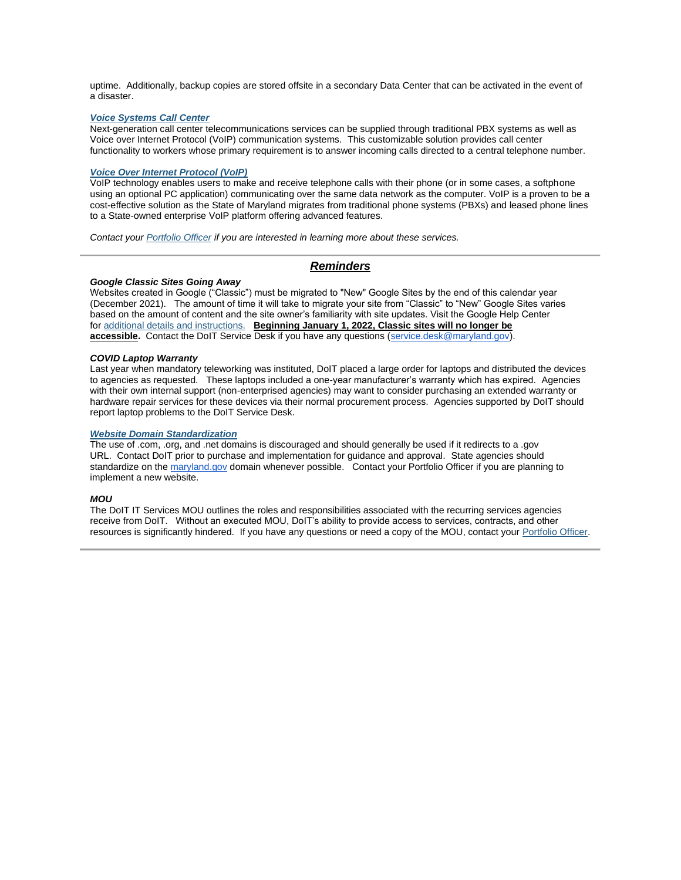uptime. Additionally, backup copies are stored offsite in a secondary Data Center that can be activated in the event of a disaster.

***Voice Systems Call Center***

Next-generation call center telecommunications services can be supplied through traditional PBX systems as well as Voice over Internet Protocol (VoIP) communication systems. This customizable solution provides call center functionality to workers whose primary requirement is to answer incoming calls directed to a central telephone number.

***Voice Over Internet Protocol (VoIP)***

VoIP technology enables users to make and receive telephone calls with their phone (or in some cases, a softphone using an optional PC application) communicating over the same data network as the computer. VoIP is a proven to be a cost-effective solution as the State of Maryland migrates from traditional phone systems (PBXs) and leased phone lines to a State-owned enterprise VoIP platform offering advanced features.

*Contact your Portfolio Officer if you are interested in learning more about these services.*

---

## ***Reminders***

***Google Classic Sites Going Away***

Websites created in Google ("Classic") must be migrated to "New" Google Sites by the end of this calendar year (December 2021). The amount of time it will take to migrate your site from "Classic" to "New" Google Sites varies based on the amount of content and the site owner's familiarity with site updates. Visit the Google Help Center for additional details and instructions. **Beginning January 1, 2022, Classic sites will no longer be accessible.** Contact the DoIT Service Desk if you have any questions (service.desk@maryland.gov).

***COVID Laptop Warranty***

Last year when mandatory teleworking was instituted, DoIT placed a large order for laptops and distributed the devices to agencies as requested. These laptops included a one-year manufacturer's warranty which has expired. Agencies with their own internal support (non-enterprised agencies) may want to consider purchasing an extended warranty or hardware repair services for these devices via their normal procurement process. Agencies supported by DoIT should report laptop problems to the DoIT Service Desk.

***Website Domain Standardization***

The use of .com, .org, and .net domains is discouraged and should generally be used if it redirects to a .gov URL. Contact DoIT prior to purchase and implementation for guidance and approval. State agencies should standardize on the maryland.gov domain whenever possible. Contact your Portfolio Officer if you are planning to implement a new website.

***MOU***

The DoIT IT Services MOU outlines the roles and responsibilities associated with the recurring services agencies receive from DoIT. Without an executed MOU, DoIT's ability to provide access to services, contracts, and other resources is significantly hindered. If you have any questions or need a copy of the MOU, contact your Portfolio Officer.

---